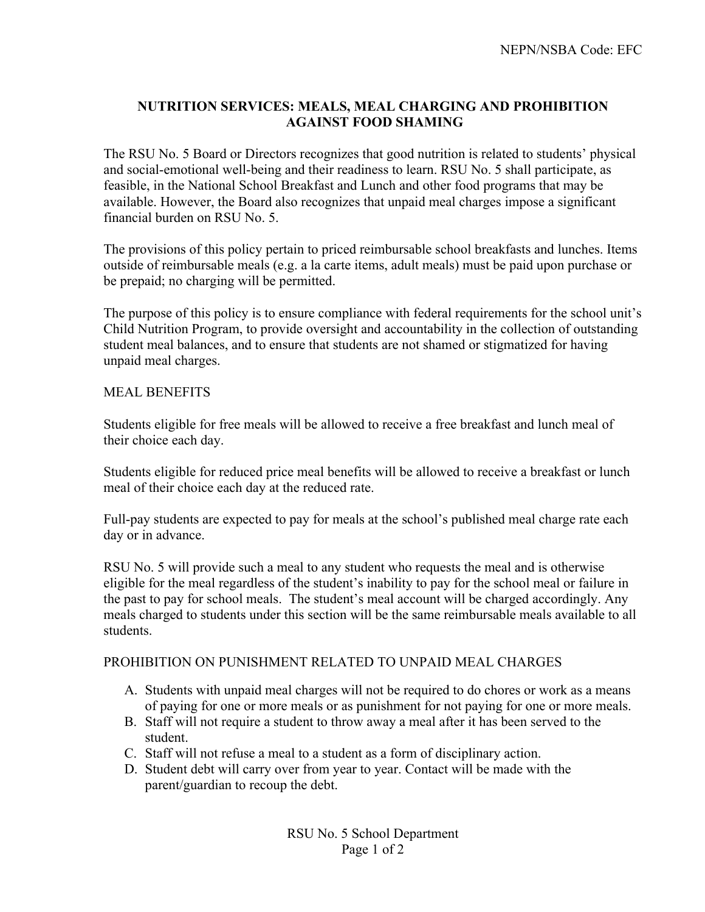NEPN/NSBA Code: EFC

# NUTRITION SERVICES: MEALS, MEAL CHARGING AND PROHIBITION AGAINST FOOD SHAMING

The RSU No. 5 Board or Directors recognizes that good nutrition is related to students' physical and social-emotional well-being and their readiness to learn. RSU No. 5 shall participate, as feasible, in the National School Breakfast and Lunch and other food programs that may be available. However, the Board also recognizes that unpaid meal charges impose a significant financial burden on RSU No. 5.

The provisions of this policy pertain to priced reimbursable school breakfasts and lunches. Items outside of reimbursable meals (e.g. a la carte items, adult meals) must be paid upon purchase or be prepaid; no charging will be permitted.

The purpose of this policy is to ensure compliance with federal requirements for the school unit's Child Nutrition Program, to provide oversight and accountability in the collection of outstanding student meal balances, and to ensure that students are not shamed or stigmatized for having unpaid meal charges.

## MEAL BENEFITS

Students eligible for free meals will be allowed to receive a free breakfast and lunch meal of their choice each day.

Students eligible for reduced price meal benefits will be allowed to receive a breakfast or lunch meal of their choice each day at the reduced rate.

Full-pay students are expected to pay for meals at the school's published meal charge rate each day or in advance.

RSU No. 5 will provide such a meal to any student who requests the meal and is otherwise eligible for the meal regardless of the student's inability to pay for the school meal or failure in the past to pay for school meals. The student's meal account will be charged accordingly. Any meals charged to students under this section will be the same reimbursable meals available to all students.

## PROHIBITION ON PUNISHMENT RELATED TO UNPAID MEAL CHARGES

A. Students with unpaid meal charges will not be required to do chores or work as a means of paying for one or more meals or as punishment for not paying for one or more meals.
B. Staff will not require a student to throw away a meal after it has been served to the student.
C. Staff will not refuse a meal to a student as a form of disciplinary action.
D. Student debt will carry over from year to year. Contact will be made with the parent/guardian to recoup the debt.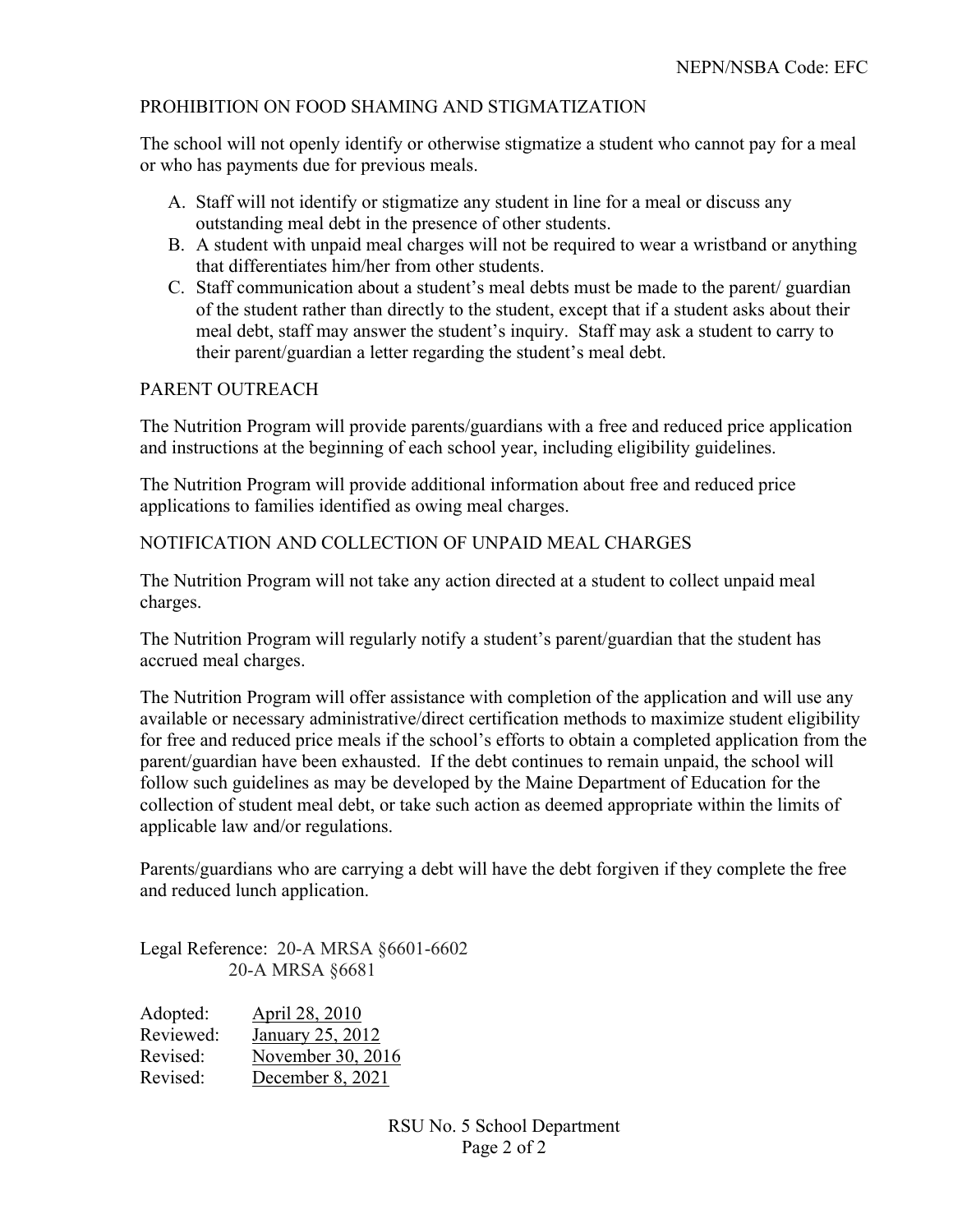## PROHIBITION ON FOOD SHAMING AND STIGMATIZATION

The school will not openly identify or otherwise stigmatize a student who cannot pay for a meal or who has payments due for previous meals.

A. Staff will not identify or stigmatize any student in line for a meal or discuss any outstanding meal debt in the presence of other students.
B. A student with unpaid meal charges will not be required to wear a wristband or anything that differentiates him/her from other students.
C. Staff communication about a student's meal debts must be made to the parent/ guardian of the student rather than directly to the student, except that if a student asks about their meal debt, staff may answer the student's inquiry. Staff may ask a student to carry to their parent/guardian a letter regarding the student's meal debt.

## PARENT OUTREACH

The Nutrition Program will provide parents/guardians with a free and reduced price application and instructions at the beginning of each school year, including eligibility guidelines.

The Nutrition Program will provide additional information about free and reduced price applications to families identified as owing meal charges.

## NOTIFICATION AND COLLECTION OF UNPAID MEAL CHARGES

The Nutrition Program will not take any action directed at a student to collect unpaid meal charges.

The Nutrition Program will regularly notify a student's parent/guardian that the student has accrued meal charges.

The Nutrition Program will offer assistance with completion of the application and will use any available or necessary administrative/direct certification methods to maximize student eligibility for free and reduced price meals if the school's efforts to obtain a completed application from the parent/guardian have been exhausted. If the debt continues to remain unpaid, the school will follow such guidelines as may be developed by the Maine Department of Education for the collection of student meal debt, or take such action as deemed appropriate within the limits of applicable law and/or regulations.

Parents/guardians who are carrying a debt will have the debt forgiven if they complete the free and reduced lunch application.

Legal Reference: 20-A MRSA §6601-6602
20-A MRSA §6681

| | |
|---|---|
| Adopted: | April 28, 2010 |
| Reviewed: | January 25, 2012 |
| Revised: | November 30, 2016 |
| Revised: | December 8, 2021 |

RSU No. 5 School Department